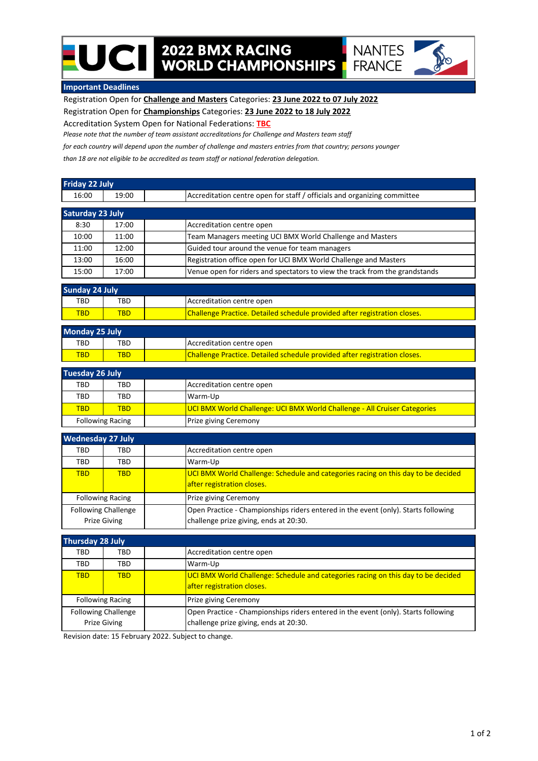# 2022 BMX RACING WORLD CHAMPIONSHIPS

NANTES FRANCE

## Important Deadlines

Registration Open for **Challenge and Masters** Categories: **23 June 2022 to 07 July 2022**

Registration Open for **Championships** Categories: **23 June 2022 to 18 July 2022**

Accreditation System Open for National Federations: **TBC**

*Please note that the number of team assistant accreditations for Challenge and Masters team staff for each country will depend upon the number of challenge and masters entries from that country; persons younger than 18 are not eligible to be accredited as team staff or national federation delegation.*

| Friday 22 July | | | |
|---|---|---|---|
| 16:00 | 19:00 | | Accreditation centre open for staff / officials and organizing committee |

| Saturday 23 July | | | |
|---|---|---|---|
| 8:30 | 17:00 | | Accreditation centre open |
| 10:00 | 11:00 | | Team Managers meeting UCI BMX World Challenge and Masters |
| 11:00 | 12:00 | | Guided tour around the venue for team managers |
| 13:00 | 16:00 | | Registration office open for UCI BMX World Challenge and Masters |
| 15:00 | 17:00 | | Venue open for riders and spectators to view the track from the grandstands |

| Sunday 24 July | | | |
|---|---|---|---|
| TBD | TBD | | Accreditation centre open |
| TBD | TBD | | Challenge Practice. Detailed schedule provided after registration closes. |

| Monday 25 July | | | |
|---|---|---|---|
| TBD | TBD | | Accreditation centre open |
| TBD | TBD | | Challenge Practice. Detailed schedule provided after registration closes. |

| Tuesday 26 July | | | |
|---|---|---|---|
| TBD | TBD | | Accreditation centre open |
| TBD | TBD | | Warm-Up |
| TBD | TBD | | UCI BMX World Challenge: UCI BMX World Challenge - All Cruiser Categories |
| Following Racing | | | Prize giving Ceremony |

| Wednesday 27 July | | | |
|---|---|---|---|
| TBD | TBD | | Accreditation centre open |
| TBD | TBD | | Warm-Up |
| TBD | TBD | | UCI BMX World Challenge: Schedule and categories racing on this day to be decided after registration closes. |
| Following Racing | | | Prize giving Ceremony |
| Following Challenge Prize Giving | | | Open Practice - Championships riders entered in the event (only). Starts following challenge prize giving, ends at 20:30. |

| Thursday 28 July | | | |
|---|---|---|---|
| TBD | TBD | | Accreditation centre open |
| TBD | TBD | | Warm-Up |
| TBD | TBD | | UCI BMX World Challenge: Schedule and categories racing on this day to be decided after registration closes. |
| Following Racing | | | Prize giving Ceremony |
| Following Challenge Prize Giving | | | Open Practice - Championships riders entered in the event (only). Starts following challenge prize giving, ends at 20:30. |

Revision date: 15 February 2022. Subject to change.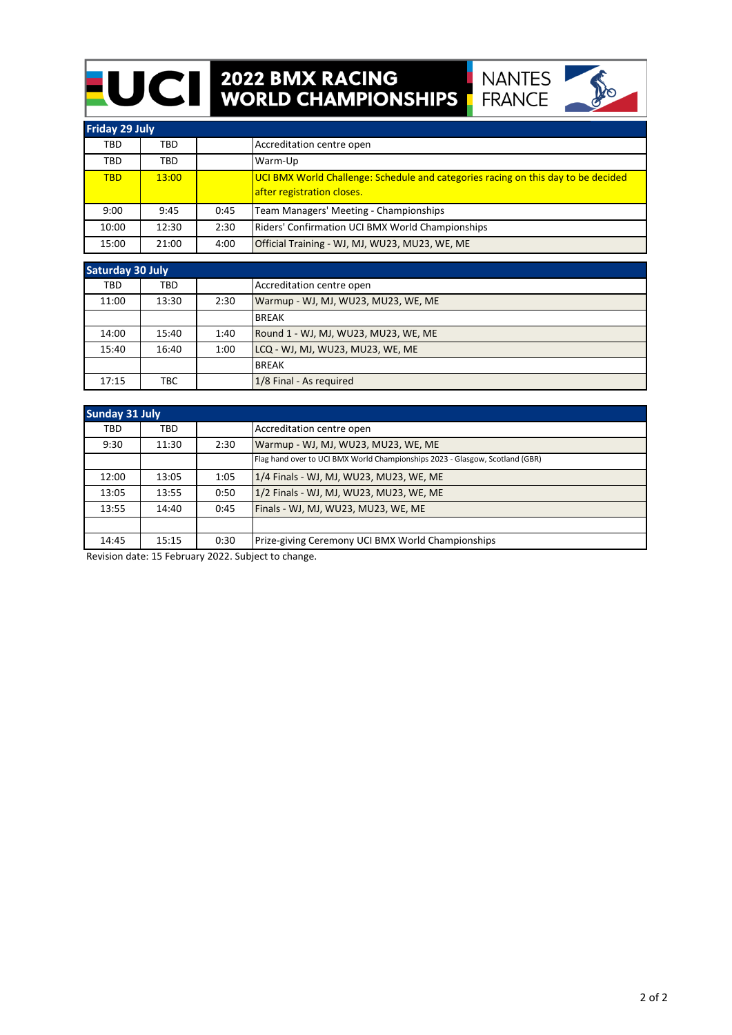# 2022 BMX RACING WORLD CHAMPIONSHIPS

NANTES FRANCE

| Friday 29 July | | | |
|---|---|---|---|
| TBD | TBD | | Accreditation centre open |
| TBD | TBD | | Warm-Up |
| TBD | 13:00 | | UCI BMX World Challenge: Schedule and categories racing on this day to be decided after registration closes. |
| 9:00 | 9:45 | 0:45 | Team Managers' Meeting - Championships |
| 10:00 | 12:30 | 2:30 | Riders' Confirmation UCI BMX World Championships |
| 15:00 | 21:00 | 4:00 | Official Training - WJ, MJ, WU23, MU23, WE, ME |

| Saturday 30 July | | | |
|---|---|---|---|
| TBD | TBD | | Accreditation centre open |
| 11:00 | 13:30 | 2:30 | Warmup - WJ, MJ, WU23, MU23, WE, ME |
| | | | BREAK |
| 14:00 | 15:40 | 1:40 | Round 1 - WJ, MJ, WU23, MU23, WE, ME |
| 15:40 | 16:40 | 1:00 | LCQ - WJ, MJ, WU23, MU23, WE, ME |
| | | | BREAK |
| 17:15 | TBC | | 1/8 Final - As required |

| Sunday 31 July | | | |
|---|---|---|---|
| TBD | TBD | | Accreditation centre open |
| 9:30 | 11:30 | 2:30 | Warmup - WJ, MJ, WU23, MU23, WE, ME |
| | | | Flag hand over to UCI BMX World Championships 2023 - Glasgow, Scotland (GBR) |
| 12:00 | 13:05 | 1:05 | 1/4 Finals - WJ, MJ, WU23, MU23, WE, ME |
| 13:05 | 13:55 | 0:50 | 1/2 Finals - WJ, MJ, WU23, MU23, WE, ME |
| 13:55 | 14:40 | 0:45 | Finals - WJ, MJ, WU23, MU23, WE, ME |
| | | | |
| 14:45 | 15:15 | 0:30 | Prize-giving Ceremony UCI BMX World Championships |

Revision date: 15 February 2022. Subject to change.